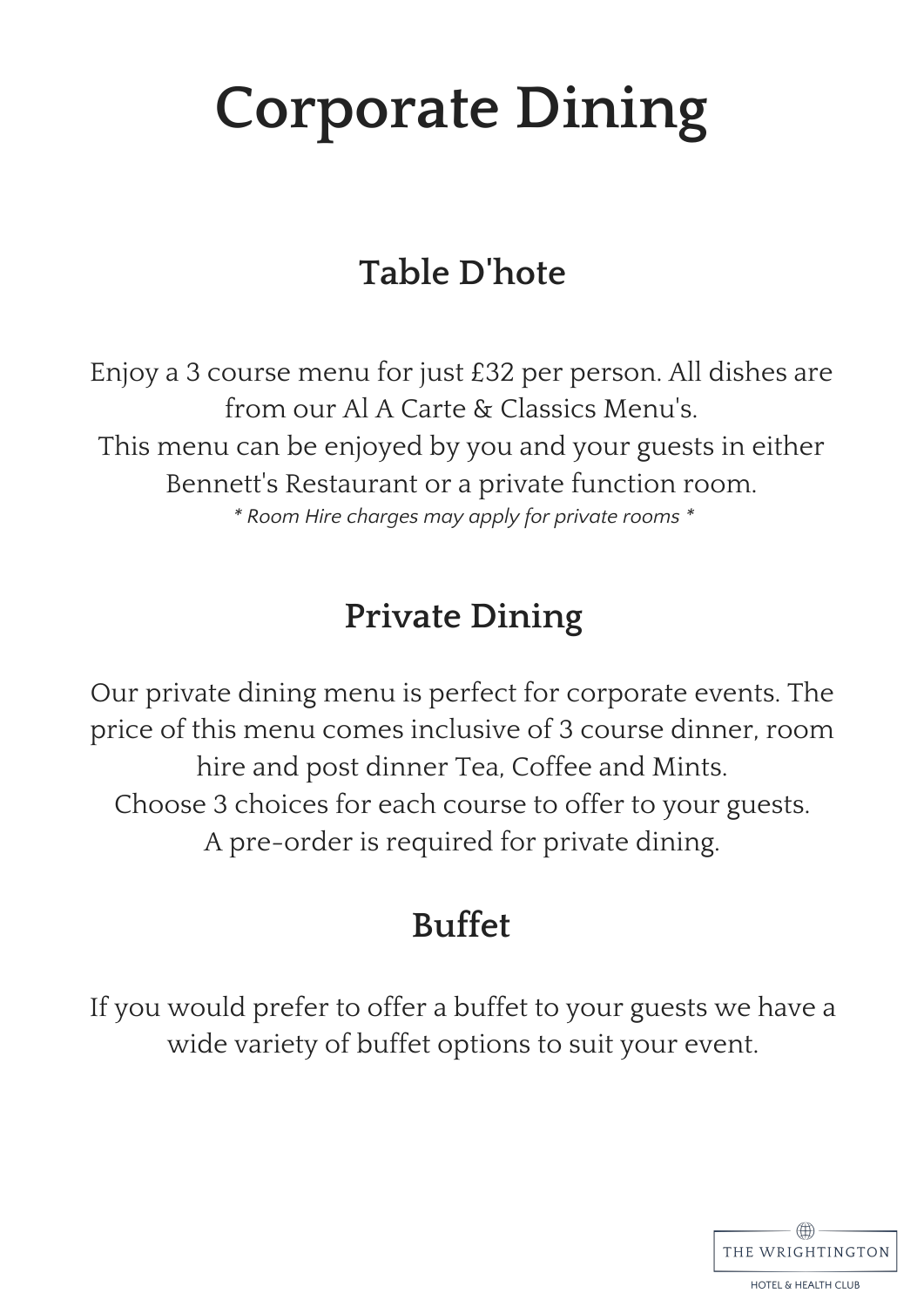# Corporate Dining

## Table D'hote

Enjoy a 3 course menu for just £32 per person. All dishes are from our Al A Carte & Classics Menu's.
This menu can be enjoyed by you and your guests in either Bennett's Restaurant or a private function room.
*\* Room Hire charges may apply for private rooms \**

## Private Dining

Our private dining menu is perfect for corporate events. The price of this menu comes inclusive of 3 course dinner, room hire and post dinner Tea, Coffee and Mints.
Choose 3 choices for each course to offer to your guests.
A pre-order is required for private dining.

## Buffet

If you would prefer to offer a buffet to your guests we have a wide variety of buffet options to suit your event.

THE WRIGHTINGTON
HOTEL & HEALTH CLUB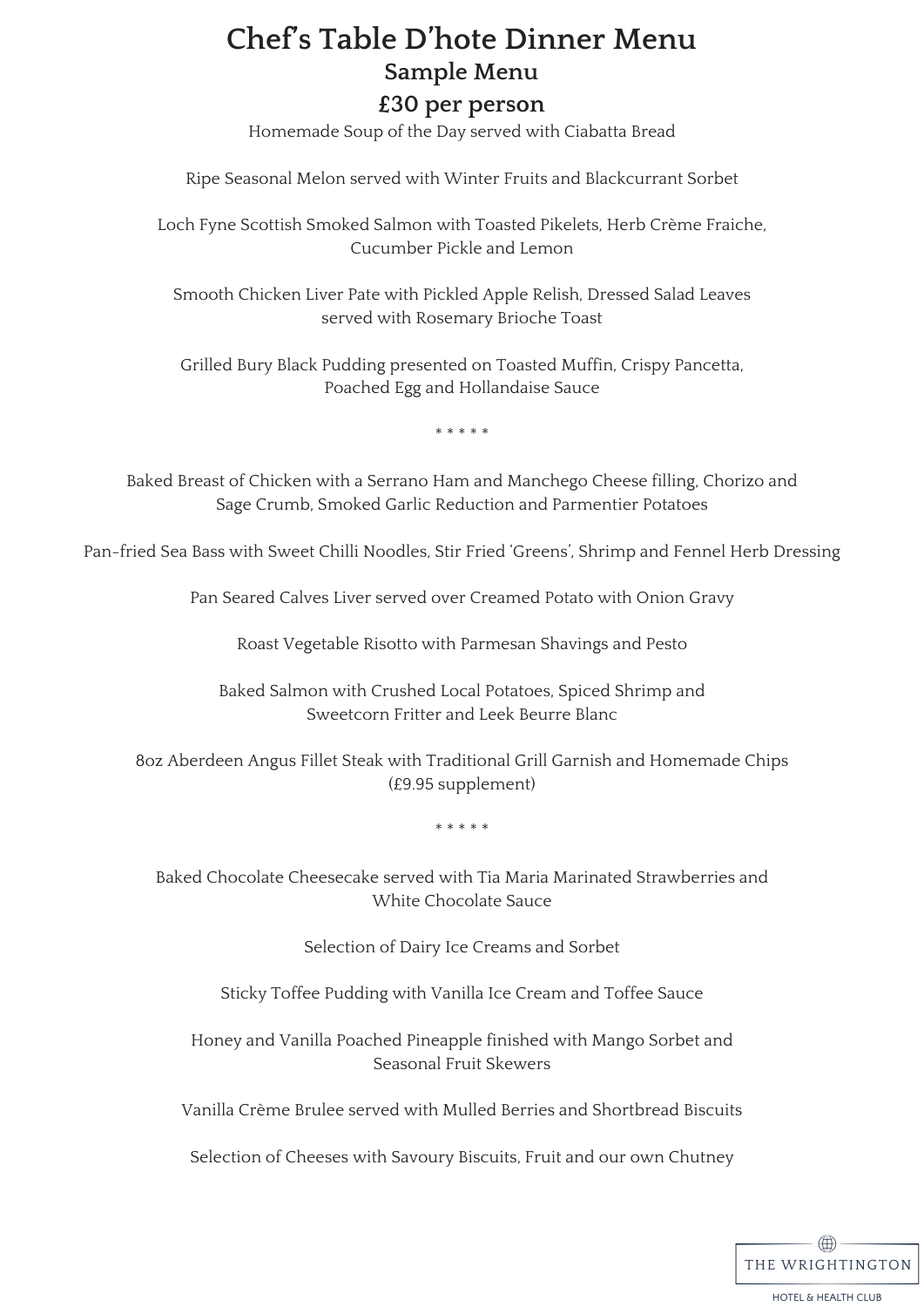# Chef's Table D'hote Dinner Menu

## Sample Menu

## £30 per person

Homemade Soup of the Day served with Ciabatta Bread

Ripe Seasonal Melon served with Winter Fruits and Blackcurrant Sorbet

Loch Fyne Scottish Smoked Salmon with Toasted Pikelets, Herb Crème Fraiche, Cucumber Pickle and Lemon

Smooth Chicken Liver Pate with Pickled Apple Relish, Dressed Salad Leaves served with Rosemary Brioche Toast

Grilled Bury Black Pudding presented on Toasted Muffin, Crispy Pancetta, Poached Egg and Hollandaise Sauce

* * * * *

Baked Breast of Chicken with a Serrano Ham and Manchego Cheese filling, Chorizo and Sage Crumb, Smoked Garlic Reduction and Parmentier Potatoes

Pan-fried Sea Bass with Sweet Chilli Noodles, Stir Fried 'Greens', Shrimp and Fennel Herb Dressing

Pan Seared Calves Liver served over Creamed Potato with Onion Gravy

Roast Vegetable Risotto with Parmesan Shavings and Pesto

Baked Salmon with Crushed Local Potatoes, Spiced Shrimp and Sweetcorn Fritter and Leek Beurre Blanc

8oz Aberdeen Angus Fillet Steak with Traditional Grill Garnish and Homemade Chips (£9.95 supplement)

* * * * *

Baked Chocolate Cheesecake served with Tia Maria Marinated Strawberries and White Chocolate Sauce

Selection of Dairy Ice Creams and Sorbet

Sticky Toffee Pudding with Vanilla Ice Cream and Toffee Sauce

Honey and Vanilla Poached Pineapple finished with Mango Sorbet and Seasonal Fruit Skewers

Vanilla Crème Brulee served with Mulled Berries and Shortbread Biscuits

Selection of Cheeses with Savoury Biscuits, Fruit and our own Chutney

THE WRIGHTINGTON

HOTEL & HEALTH CLUB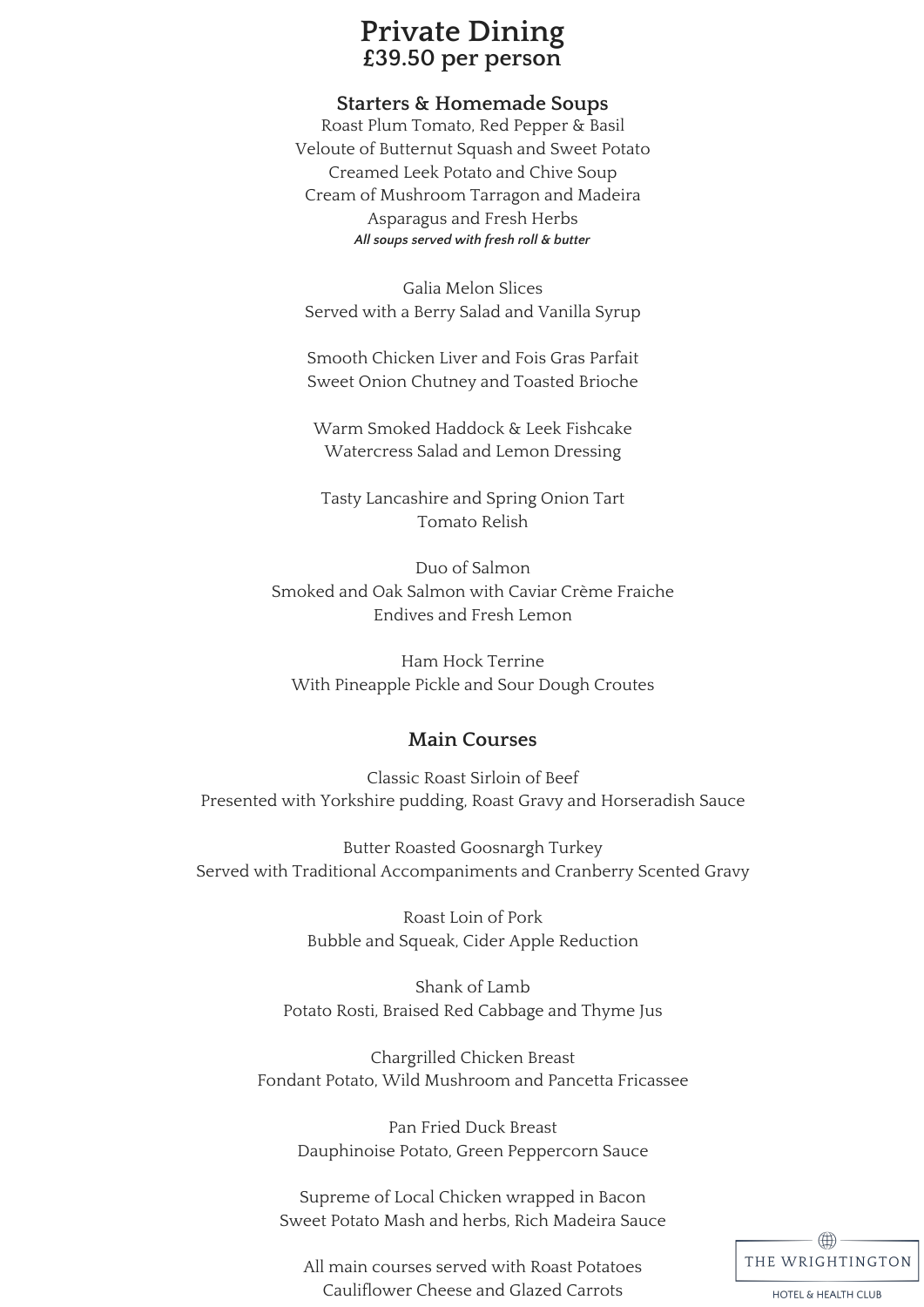# Private Dining
## £39.50 per person

### Starters & Homemade Soups

Roast Plum Tomato, Red Pepper & Basil
Veloute of Butternut Squash and Sweet Potato
Creamed Leek Potato and Chive Soup
Cream of Mushroom Tarragon and Madeira
Asparagus and Fresh Herbs
*All soups served with fresh roll & butter*

Galia Melon Slices
Served with a Berry Salad and Vanilla Syrup

Smooth Chicken Liver and Fois Gras Parfait
Sweet Onion Chutney and Toasted Brioche

Warm Smoked Haddock & Leek Fishcake
Watercress Salad and Lemon Dressing

Tasty Lancashire and Spring Onion Tart
Tomato Relish

Duo of Salmon
Smoked and Oak Salmon with Caviar Crème Fraiche
Endives and Fresh Lemon

Ham Hock Terrine
With Pineapple Pickle and Sour Dough Croutes

### Main Courses

Classic Roast Sirloin of Beef
Presented with Yorkshire pudding, Roast Gravy and Horseradish Sauce

Butter Roasted Goosnargh Turkey
Served with Traditional Accompaniments and Cranberry Scented Gravy

Roast Loin of Pork
Bubble and Squeak, Cider Apple Reduction

Shank of Lamb
Potato Rosti, Braised Red Cabbage and Thyme Jus

Chargrilled Chicken Breast
Fondant Potato, Wild Mushroom and Pancetta Fricassee

Pan Fried Duck Breast
Dauphinoise Potato, Green Peppercorn Sauce

Supreme of Local Chicken wrapped in Bacon
Sweet Potato Mash and herbs, Rich Madeira Sauce

All main courses served with Roast Potatoes
Cauliflower Cheese and Glazed Carrots

THE WRIGHTINGTON
HOTEL & HEALTH CLUB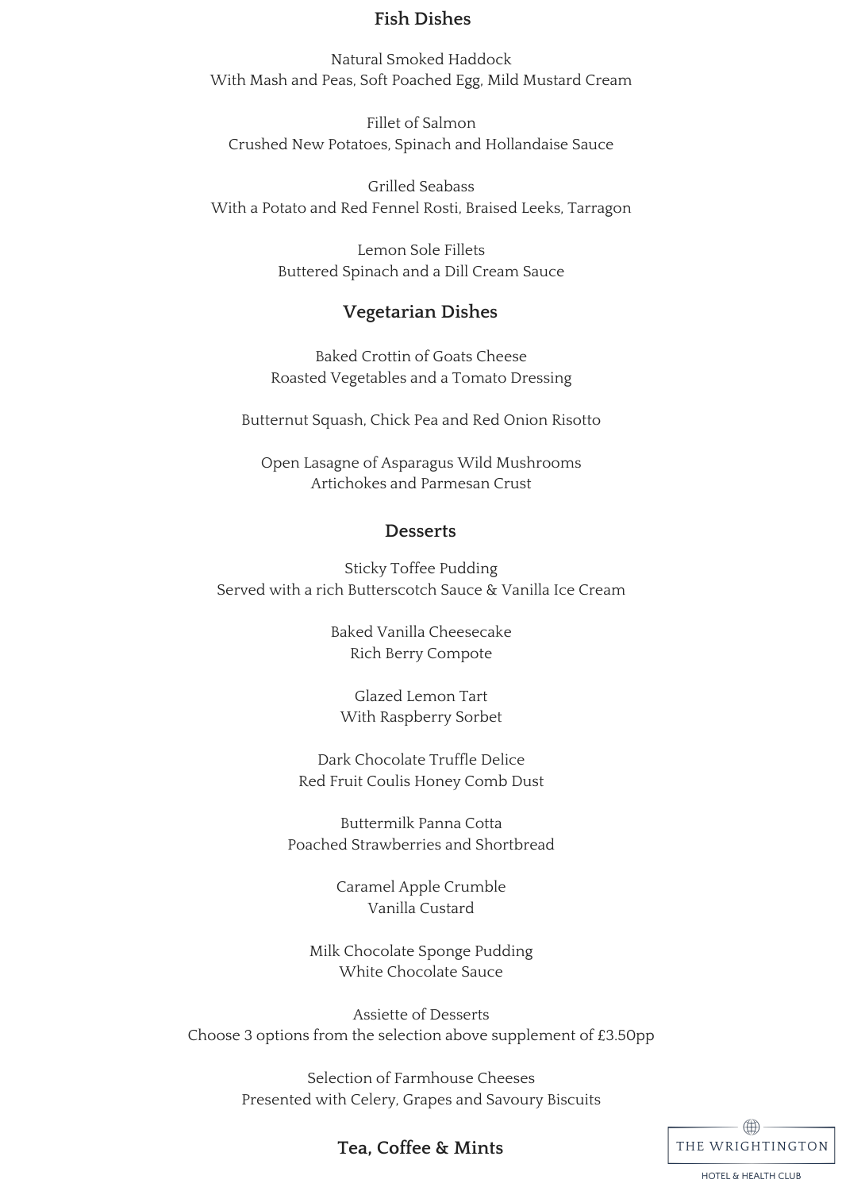## Fish Dishes

Natural Smoked Haddock
With Mash and Peas, Soft Poached Egg, Mild Mustard Cream

Fillet of Salmon
Crushed New Potatoes, Spinach and Hollandaise Sauce

Grilled Seabass
With a Potato and Red Fennel Rosti, Braised Leeks, Tarragon

Lemon Sole Fillets
Buttered Spinach and a Dill Cream Sauce

## Vegetarian Dishes

Baked Crottin of Goats Cheese
Roasted Vegetables and a Tomato Dressing

Butternut Squash, Chick Pea and Red Onion Risotto

Open Lasagne of Asparagus Wild Mushrooms
Artichokes and Parmesan Crust

## Desserts

Sticky Toffee Pudding
Served with a rich Butterscotch Sauce & Vanilla Ice Cream

Baked Vanilla Cheesecake
Rich Berry Compote

Glazed Lemon Tart
With Raspberry Sorbet

Dark Chocolate Truffle Delice
Red Fruit Coulis Honey Comb Dust

Buttermilk Panna Cotta
Poached Strawberries and Shortbread

Caramel Apple Crumble
Vanilla Custard

Milk Chocolate Sponge Pudding
White Chocolate Sauce

Assiette of Desserts
Choose 3 options from the selection above supplement of £3.50pp

Selection of Farmhouse Cheeses
Presented with Celery, Grapes and Savoury Biscuits

## Tea, Coffee & Mints

THE WRIGHTINGTON
HOTEL & HEALTH CLUB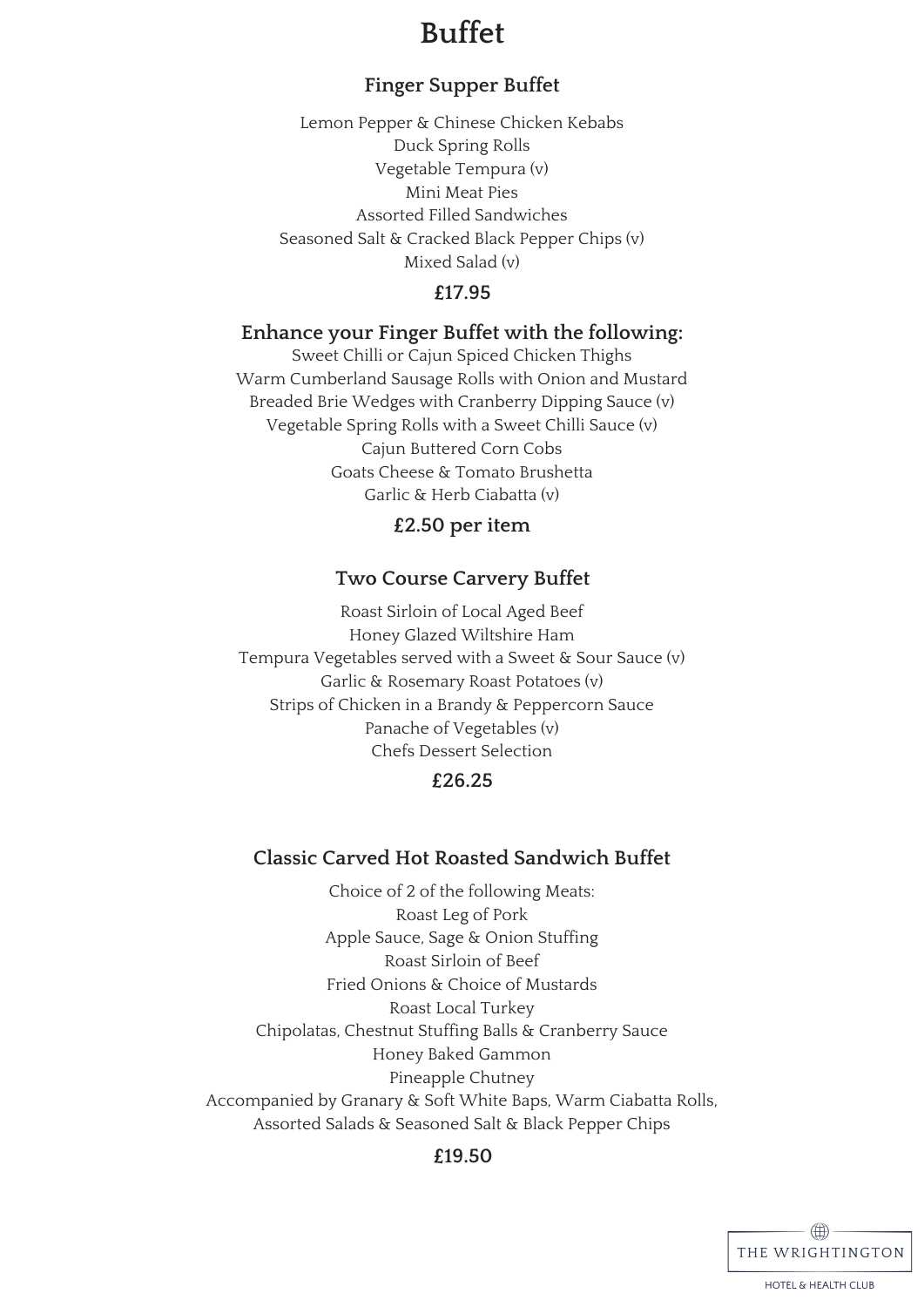# Buffet

## Finger Supper Buffet

Lemon Pepper & Chinese Chicken Kebabs
Duck Spring Rolls
Vegetable Tempura (v)
Mini Meat Pies
Assorted Filled Sandwiches
Seasoned Salt & Cracked Black Pepper Chips (v)
Mixed Salad (v)

**£17.95**

## Enhance your Finger Buffet with the following:

Sweet Chilli or Cajun Spiced Chicken Thighs
Warm Cumberland Sausage Rolls with Onion and Mustard
Breaded Brie Wedges with Cranberry Dipping Sauce (v)
Vegetable Spring Rolls with a Sweet Chilli Sauce (v)
Cajun Buttered Corn Cobs
Goats Cheese & Tomato Brushetta
Garlic & Herb Ciabatta (v)

**£2.50 per item**

## Two Course Carvery Buffet

Roast Sirloin of Local Aged Beef
Honey Glazed Wiltshire Ham
Tempura Vegetables served with a Sweet & Sour Sauce (v)
Garlic & Rosemary Roast Potatoes (v)
Strips of Chicken in a Brandy & Peppercorn Sauce
Panache of Vegetables (v)
Chefs Dessert Selection

**£26.25**

## Classic Carved Hot Roasted Sandwich Buffet

Choice of 2 of the following Meats:
Roast Leg of Pork
Apple Sauce, Sage & Onion Stuffing
Roast Sirloin of Beef
Fried Onions & Choice of Mustards
Roast Local Turkey
Chipolatas, Chestnut Stuffing Balls & Cranberry Sauce
Honey Baked Gammon
Pineapple Chutney
Accompanied by Granary & Soft White Baps, Warm Ciabatta Rolls,
Assorted Salads & Seasoned Salt & Black Pepper Chips

**£19.50**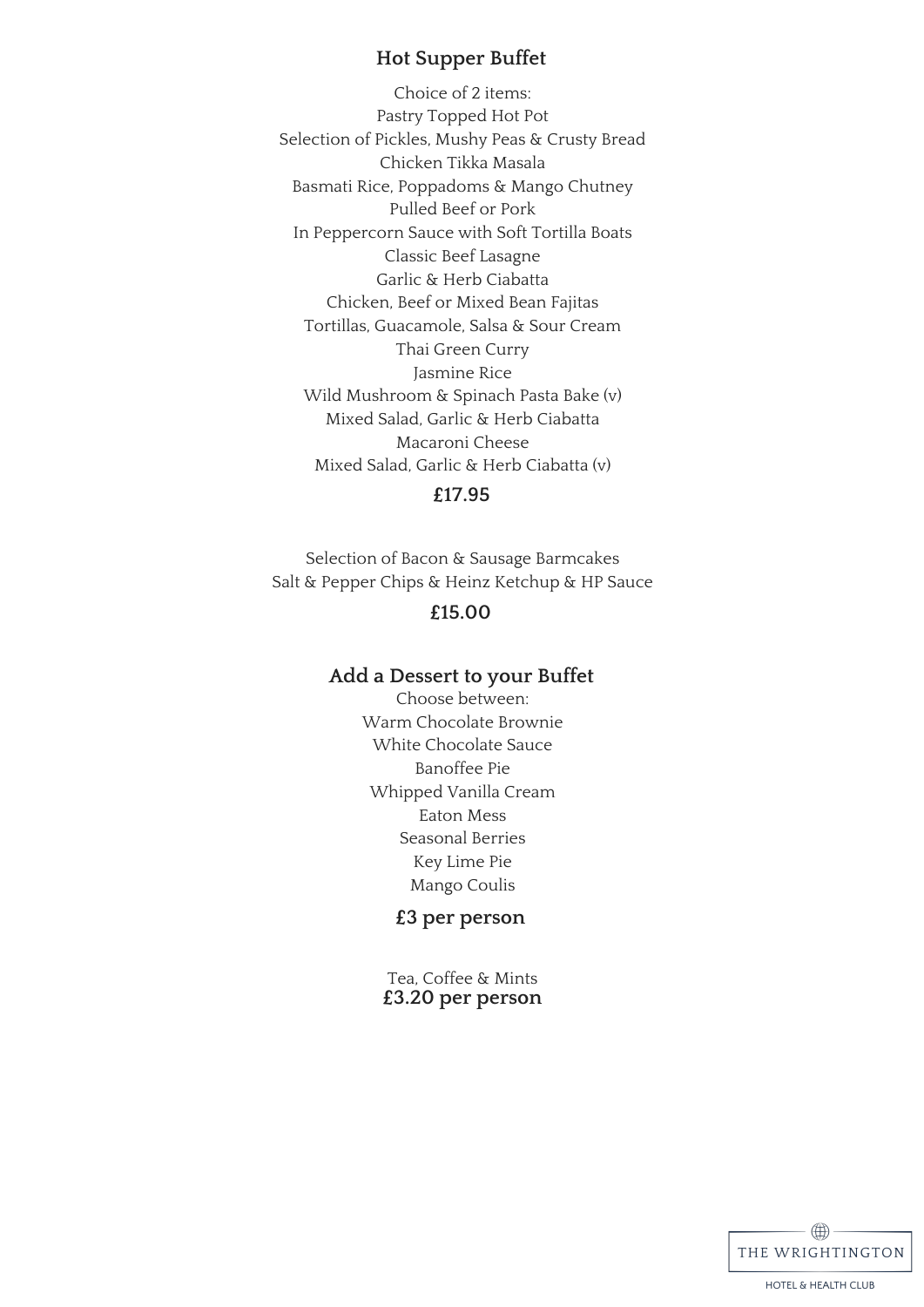## Hot Supper Buffet

Choice of 2 items:

Pastry Topped Hot Pot
Selection of Pickles, Mushy Peas & Crusty Bread

Chicken Tikka Masala
Basmati Rice, Poppadoms & Mango Chutney

Pulled Beef or Pork
In Peppercorn Sauce with Soft Tortilla Boats

Classic Beef Lasagne
Garlic & Herb Ciabatta

Chicken, Beef or Mixed Bean Fajitas
Tortillas, Guacamole, Salsa & Sour Cream

Thai Green Curry
Jasmine Rice

Wild Mushroom & Spinach Pasta Bake (v)
Mixed Salad, Garlic & Herb Ciabatta

Macaroni Cheese
Mixed Salad, Garlic & Herb Ciabatta (v)

**£17.95**

Selection of Bacon & Sausage Barmcakes
Salt & Pepper Chips & Heinz Ketchup & HP Sauce

**£15.00**

## Add a Dessert to your Buffet

Choose between:

Warm Chocolate Brownie
White Chocolate Sauce

Banoffee Pie
Whipped Vanilla Cream

Eaton Mess
Seasonal Berries

Key Lime Pie
Mango Coulis

**£3 per person**

Tea, Coffee & Mints
**£3.20 per person**

THE WRIGHTINGTON
HOTEL & HEALTH CLUB